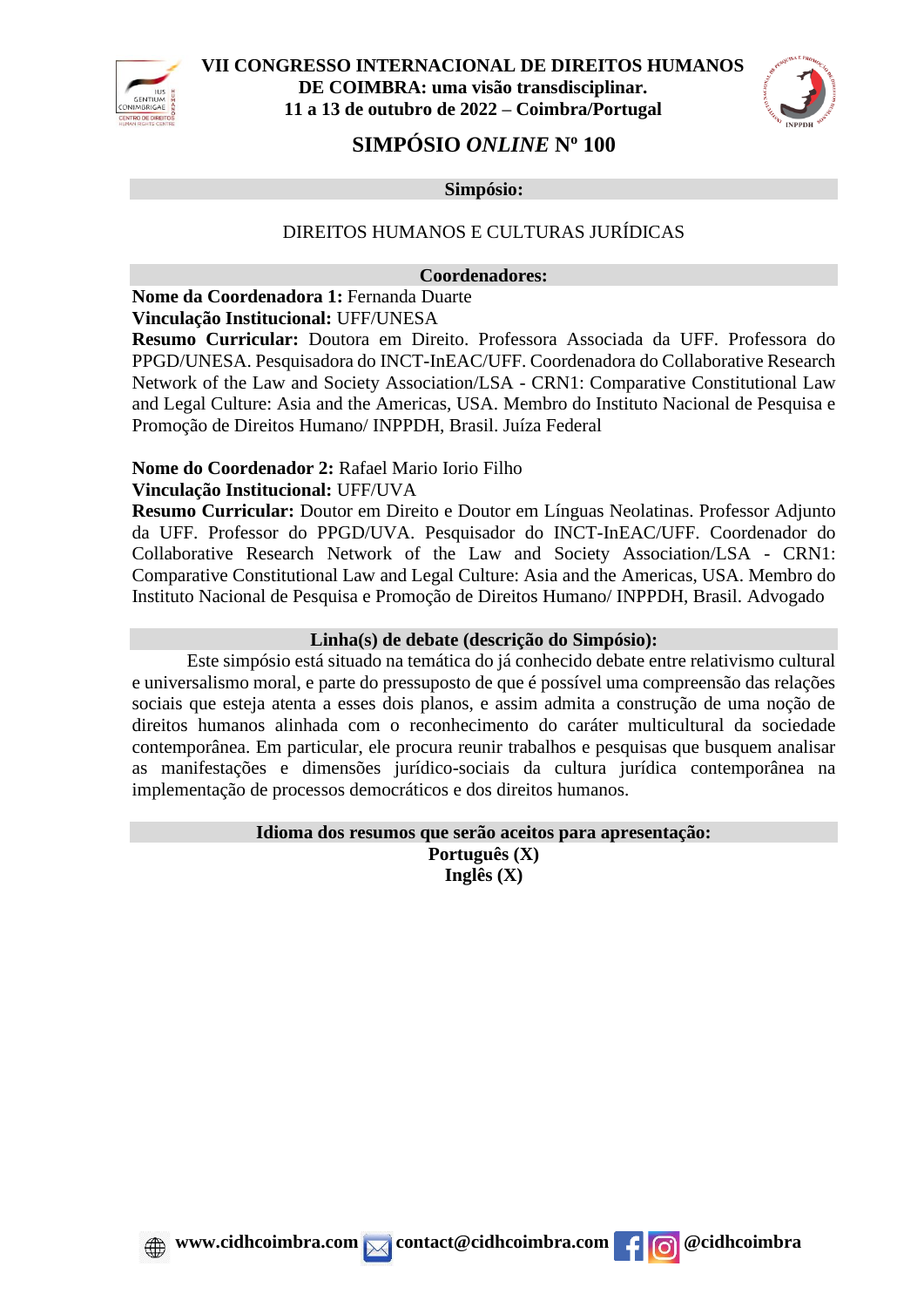# VII CONGRESSO INTERNACIONAL DE DIREITOS HUMANOS DE COIMBRA: uma visão transdisciplinar.

**11 a 13 de outubro de 2022 – Coimbra/Portugal**

## SIMPÓSIO *ONLINE* Nº 100

**Simpósio:**

DIREITOS HUMANOS E CULTURAS JURÍDICAS

**Coordenadores:**

**Nome da Coordenadora 1:** Fernanda Duarte
**Vinculação Institucional:** UFF/UNESA
**Resumo Curricular:** Doutora em Direito. Professora Associada da UFF. Professora do PPGD/UNESA. Pesquisadora do INCT-InEAC/UFF. Coordenadora do Collaborative Research Network of the Law and Society Association/LSA - CRN1: Comparative Constitutional Law and Legal Culture: Asia and the Americas, USA. Membro do Instituto Nacional de Pesquisa e Promoção de Direitos Humano/ INPPDH, Brasil. Juíza Federal

**Nome do Coordenador 2:** Rafael Mario Iorio Filho
**Vinculação Institucional:** UFF/UVA
**Resumo Curricular:** Doutor em Direito e Doutor em Línguas Neolatinas. Professor Adjunto da UFF. Professor do PPGD/UVA. Pesquisador do INCT-InEAC/UFF. Coordenador do Collaborative Research Network of the Law and Society Association/LSA - CRN1: Comparative Constitutional Law and Legal Culture: Asia and the Americas, USA. Membro do Instituto Nacional de Pesquisa e Promoção de Direitos Humano/ INPPDH, Brasil. Advogado

**Linha(s) de debate (descrição do Simpósio):**

Este simpósio está situado na temática do já conhecido debate entre relativismo cultural e universalismo moral, e parte do pressuposto de que é possível uma compreensão das relações sociais que esteja atenta a esses dois planos, e assim admita a construção de uma noção de direitos humanos alinhada com o reconhecimento do caráter multicultural da sociedade contemporânea. Em particular, ele procura reunir trabalhos e pesquisas que busquem analisar as manifestações e dimensões jurídico-sociais da cultura jurídica contemporânea na implementação de processos democráticos e dos direitos humanos.

**Idioma dos resumos que serão aceitos para apresentação:**

**Português (X)**
**Inglês (X)**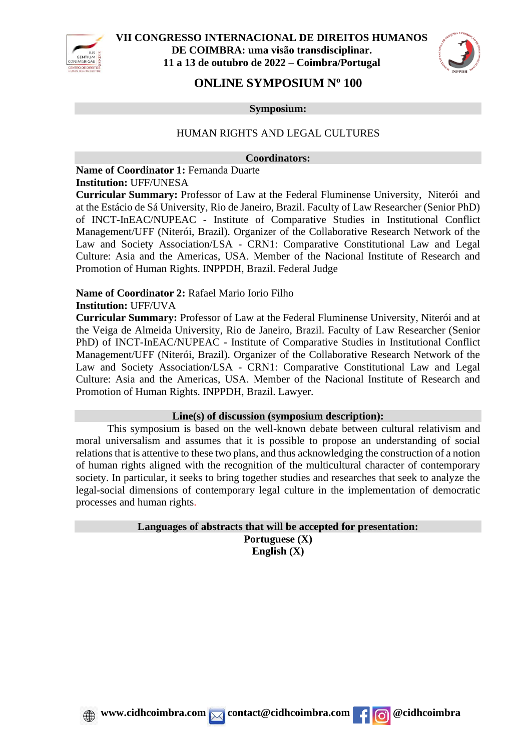# ONLINE SYMPOSIUM Nº 100

**Symposium:**

HUMAN RIGHTS AND LEGAL CULTURES

**Coordinators:**

**Name of Coordinator 1:** Fernanda Duarte
**Institution:** UFF/UNESA
**Curricular Summary:** Professor of Law at the Federal Fluminense University, Niterói and at the Estácio de Sá University, Rio de Janeiro, Brazil. Faculty of Law Researcher (Senior PhD) of INCT-InEAC/NUPEAC - Institute of Comparative Studies in Institutional Conflict Management/UFF (Niterói, Brazil). Organizer of the Collaborative Research Network of the Law and Society Association/LSA - CRN1: Comparative Constitutional Law and Legal Culture: Asia and the Americas, USA. Member of the Nacional Institute of Research and Promotion of Human Rights. INPPDH, Brazil. Federal Judge

**Name of Coordinator 2:** Rafael Mario Iorio Filho
**Institution:** UFF/UVA
**Curricular Summary:** Professor of Law at the Federal Fluminense University, Niterói and at the Veiga de Almeida University, Rio de Janeiro, Brazil. Faculty of Law Researcher (Senior PhD) of INCT-InEAC/NUPEAC - Institute of Comparative Studies in Institutional Conflict Management/UFF (Niterói, Brazil). Organizer of the Collaborative Research Network of the Law and Society Association/LSA - CRN1: Comparative Constitutional Law and Legal Culture: Asia and the Americas, USA. Member of the Nacional Institute of Research and Promotion of Human Rights. INPPDH, Brazil. Lawyer.

**Line(s) of discussion (symposium description):**

This symposium is based on the well-known debate between cultural relativism and moral universalism and assumes that it is possible to propose an understanding of social relations that is attentive to these two plans, and thus acknowledging the construction of a notion of human rights aligned with the recognition of the multicultural character of contemporary society. In particular, it seeks to bring together studies and researches that seek to analyze the legal-social dimensions of contemporary legal culture in the implementation of democratic processes and human rights.

**Languages of abstracts that will be accepted for presentation:**

**Portuguese (X)**
**English (X)**